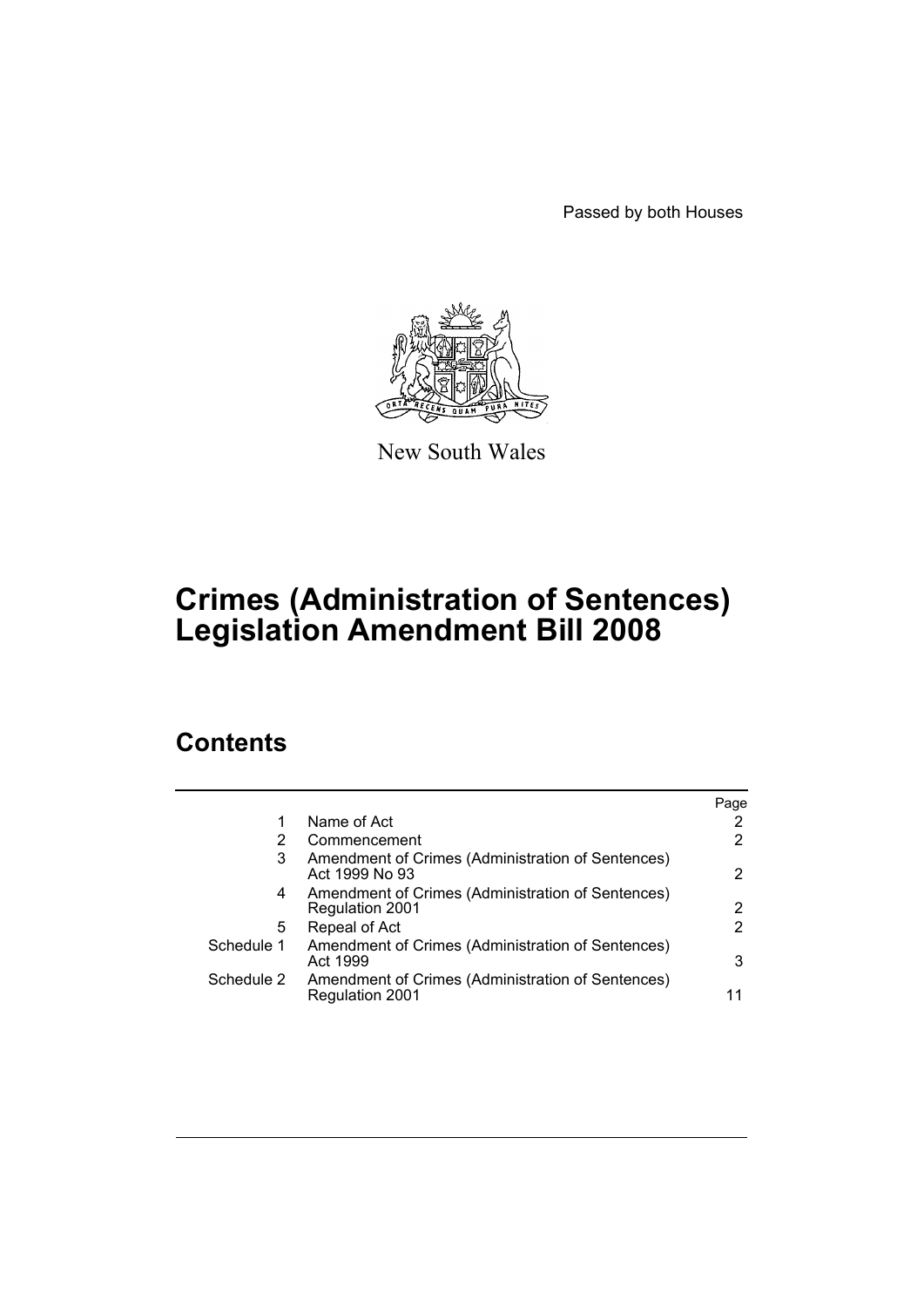Passed by both Houses

New South Wales

# Crimes (Administration of Sentences) Legislation Amendment Bill 2008

## Contents

| | | Page |
|---|---|---|
| 1 | Name of Act | 2 |
| 2 | Commencement | 2 |
| 3 | Amendment of Crimes (Administration of Sentences) Act 1999 No 93 | 2 |
| 4 | Amendment of Crimes (Administration of Sentences) Regulation 2001 | 2 |
| 5 | Repeal of Act | 2 |
| Schedule 1 | Amendment of Crimes (Administration of Sentences) Act 1999 | 3 |
| Schedule 2 | Amendment of Crimes (Administration of Sentences) Regulation 2001 | 11 |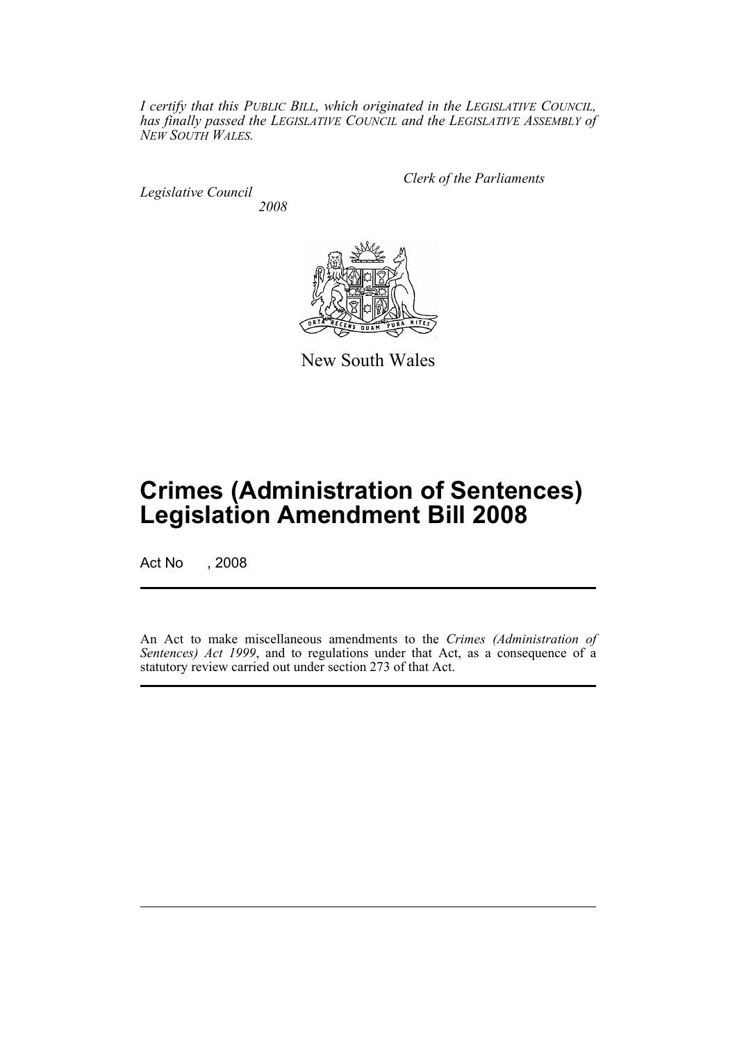*I certify that this PUBLIC BILL, which originated in the LEGISLATIVE COUNCIL, has finally passed the LEGISLATIVE COUNCIL and the LEGISLATIVE ASSEMBLY of NEW SOUTH WALES.*

*Clerk of the Parliaments*

*Legislative Council*
*2008*

New South Wales

# Crimes (Administration of Sentences) Legislation Amendment Bill 2008

Act No , 2008

An Act to make miscellaneous amendments to the *Crimes (Administration of Sentences) Act 1999*, and to regulations under that Act, as a consequence of a statutory review carried out under section 273 of that Act.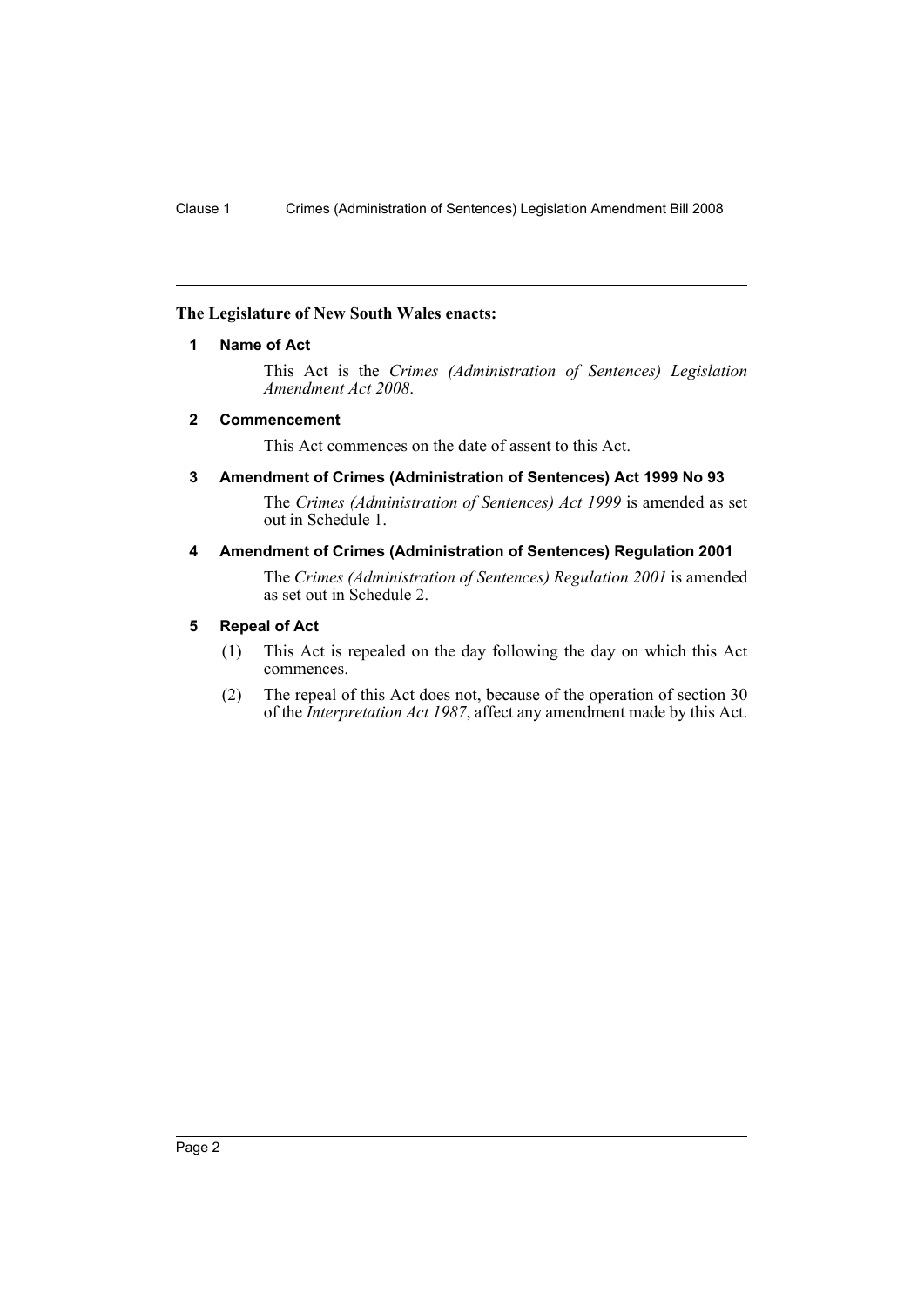**The Legislature of New South Wales enacts:**

### 1 Name of Act

This Act is the *Crimes (Administration of Sentences) Legislation Amendment Act 2008*.

### 2 Commencement

This Act commences on the date of assent to this Act.

### 3 Amendment of Crimes (Administration of Sentences) Act 1999 No 93

The *Crimes (Administration of Sentences) Act 1999* is amended as set out in Schedule 1.

### 4 Amendment of Crimes (Administration of Sentences) Regulation 2001

The *Crimes (Administration of Sentences) Regulation 2001* is amended as set out in Schedule 2.

### 5 Repeal of Act

(1) This Act is repealed on the day following the day on which this Act commences.

(2) The repeal of this Act does not, because of the operation of section 30 of the *Interpretation Act 1987*, affect any amendment made by this Act.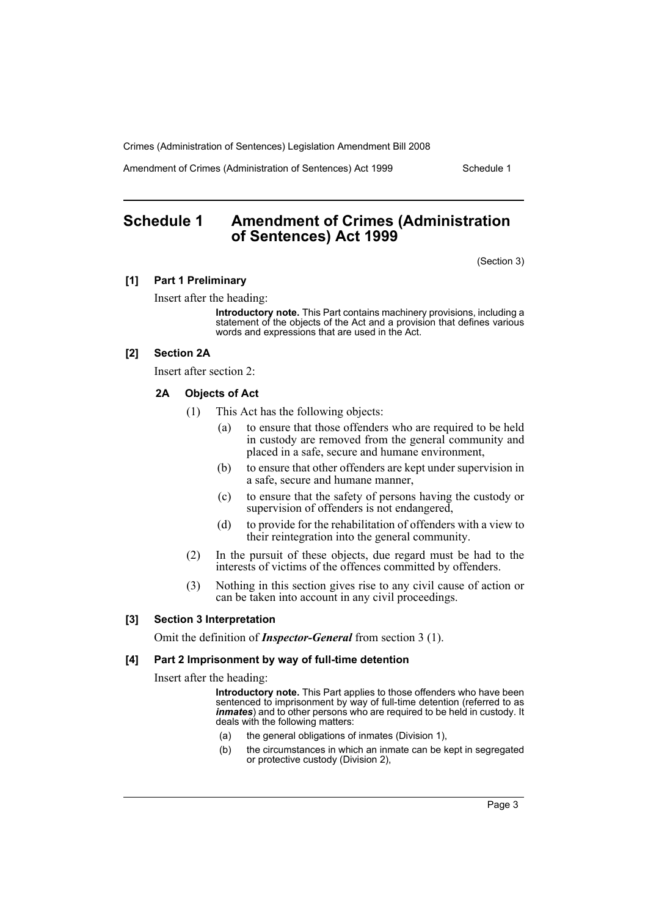# Schedule 1 Amendment of Crimes (Administration of Sentences) Act 1999

(Section 3)

### [1] Part 1 Preliminary

Insert after the heading:

> **Introductory note.** This Part contains machinery provisions, including a statement of the objects of the Act and a provision that defines various words and expressions that are used in the Act.

### [2] Section 2A

Insert after section 2:

#### 2A Objects of Act

(1) This Act has the following objects:

- (a) to ensure that those offenders who are required to be held in custody are removed from the general community and placed in a safe, secure and humane environment,
- (b) to ensure that other offenders are kept under supervision in a safe, secure and humane manner,
- (c) to ensure that the safety of persons having the custody or supervision of offenders is not endangered,
- (d) to provide for the rehabilitation of offenders with a view to their reintegration into the general community.

(2) In the pursuit of these objects, due regard must be had to the interests of victims of the offences committed by offenders.

(3) Nothing in this section gives rise to any civil cause of action or can be taken into account in any civil proceedings.

### [3] Section 3 Interpretation

Omit the definition of ***Inspector-General*** from section 3 (1).

### [4] Part 2 Imprisonment by way of full-time detention

Insert after the heading:

> **Introductory note.** This Part applies to those offenders who have been sentenced to imprisonment by way of full-time detention (referred to as ***inmates***) and to other persons who are required to be held in custody. It deals with the following matters:
>
> - (a) the general obligations of inmates (Division 1),
> - (b) the circumstances in which an inmate can be kept in segregated or protective custody (Division 2),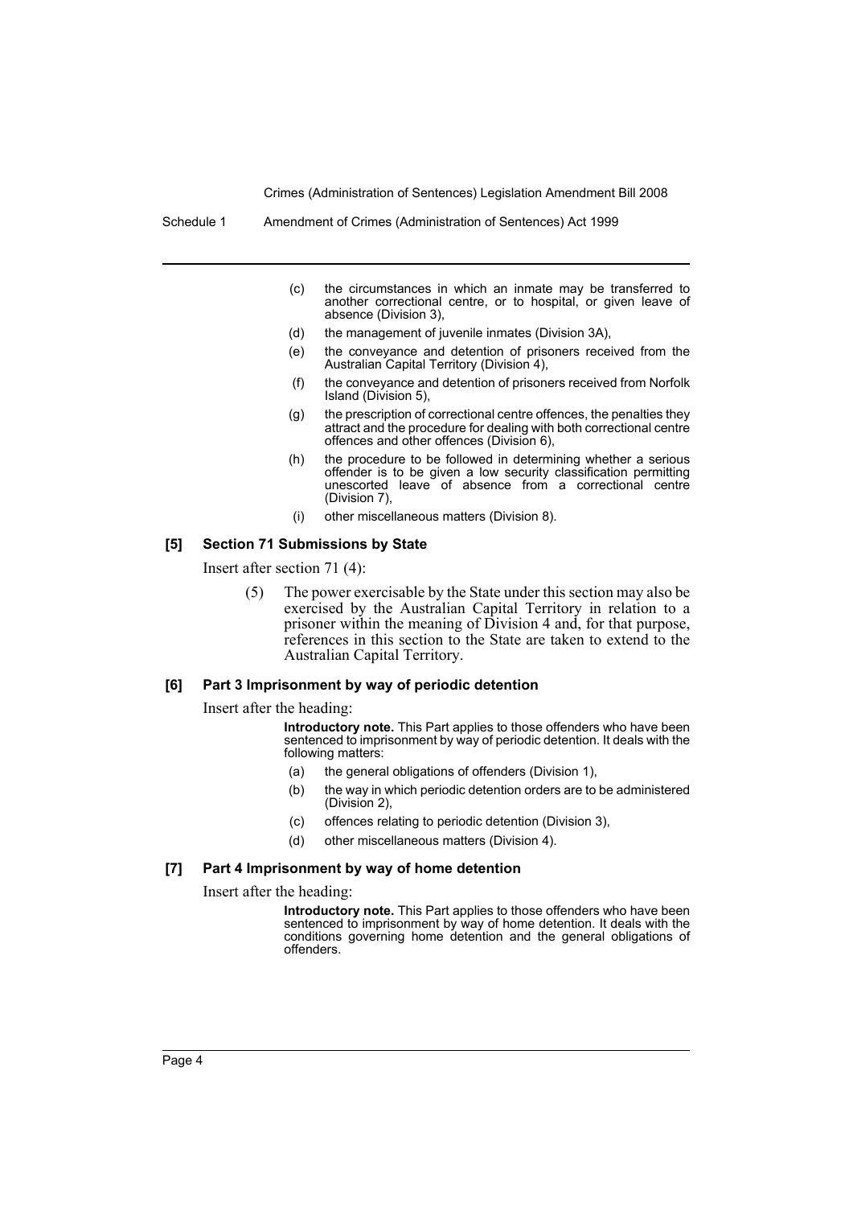(c) the circumstances in which an inmate may be transferred to another correctional centre, or to hospital, or given leave of absence (Division 3),

(d) the management of juvenile inmates (Division 3A),

(e) the conveyance and detention of prisoners received from the Australian Capital Territory (Division 4),

(f) the conveyance and detention of prisoners received from Norfolk Island (Division 5),

(g) the prescription of correctional centre offences, the penalties they attract and the procedure for dealing with both correctional centre offences and other offences (Division 6),

(h) the procedure to be followed in determining whether a serious offender is to be given a low security classification permitting unescorted leave of absence from a correctional centre (Division 7),

(i) other miscellaneous matters (Division 8).

### [5] Section 71 Submissions by State

Insert after section 71 (4):

(5) The power exercisable by the State under this section may also be exercised by the Australian Capital Territory in relation to a prisoner within the meaning of Division 4 and, for that purpose, references in this section to the State are taken to extend to the Australian Capital Territory.

### [6] Part 3 Imprisonment by way of periodic detention

Insert after the heading:

**Introductory note.** This Part applies to those offenders who have been sentenced to imprisonment by way of periodic detention. It deals with the following matters:

(a) the general obligations of offenders (Division 1),

(b) the way in which periodic detention orders are to be administered (Division 2),

(c) offences relating to periodic detention (Division 3),

(d) other miscellaneous matters (Division 4).

### [7] Part 4 Imprisonment by way of home detention

Insert after the heading:

**Introductory note.** This Part applies to those offenders who have been sentenced to imprisonment by way of home detention. It deals with the conditions governing home detention and the general obligations of offenders.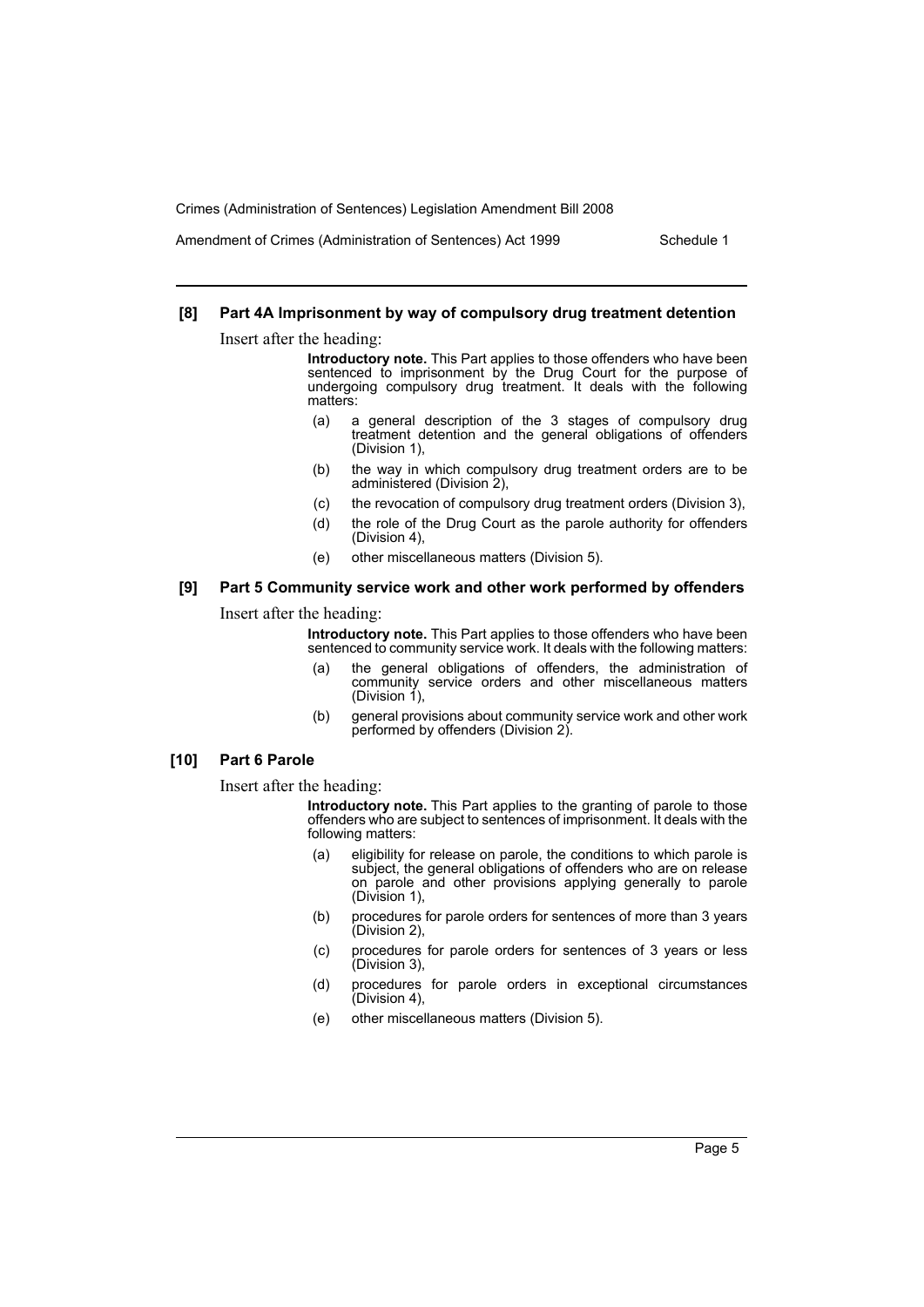### [8] Part 4A Imprisonment by way of compulsory drug treatment detention

Insert after the heading:

> **Introductory note.** This Part applies to those offenders who have been sentenced to imprisonment by the Drug Court for the purpose of undergoing compulsory drug treatment. It deals with the following matters:
>
> (a) a general description of the 3 stages of compulsory drug treatment detention and the general obligations of offenders (Division 1),
>
> (b) the way in which compulsory drug treatment orders are to be administered (Division 2),
>
> (c) the revocation of compulsory drug treatment orders (Division 3),
>
> (d) the role of the Drug Court as the parole authority for offenders (Division 4),
>
> (e) other miscellaneous matters (Division 5).

### [9] Part 5 Community service work and other work performed by offenders

Insert after the heading:

> **Introductory note.** This Part applies to those offenders who have been sentenced to community service work. It deals with the following matters:
>
> (a) the general obligations of offenders, the administration of community service orders and other miscellaneous matters (Division 1),
>
> (b) general provisions about community service work and other work performed by offenders (Division 2).

### [10] Part 6 Parole

Insert after the heading:

> **Introductory note.** This Part applies to the granting of parole to those offenders who are subject to sentences of imprisonment. It deals with the following matters:
>
> (a) eligibility for release on parole, the conditions to which parole is subject, the general obligations of offenders who are on release on parole and other provisions applying generally to parole (Division 1),
>
> (b) procedures for parole orders for sentences of more than 3 years (Division 2),
>
> (c) procedures for parole orders for sentences of 3 years or less (Division 3),
>
> (d) procedures for parole orders in exceptional circumstances (Division 4),
>
> (e) other miscellaneous matters (Division 5).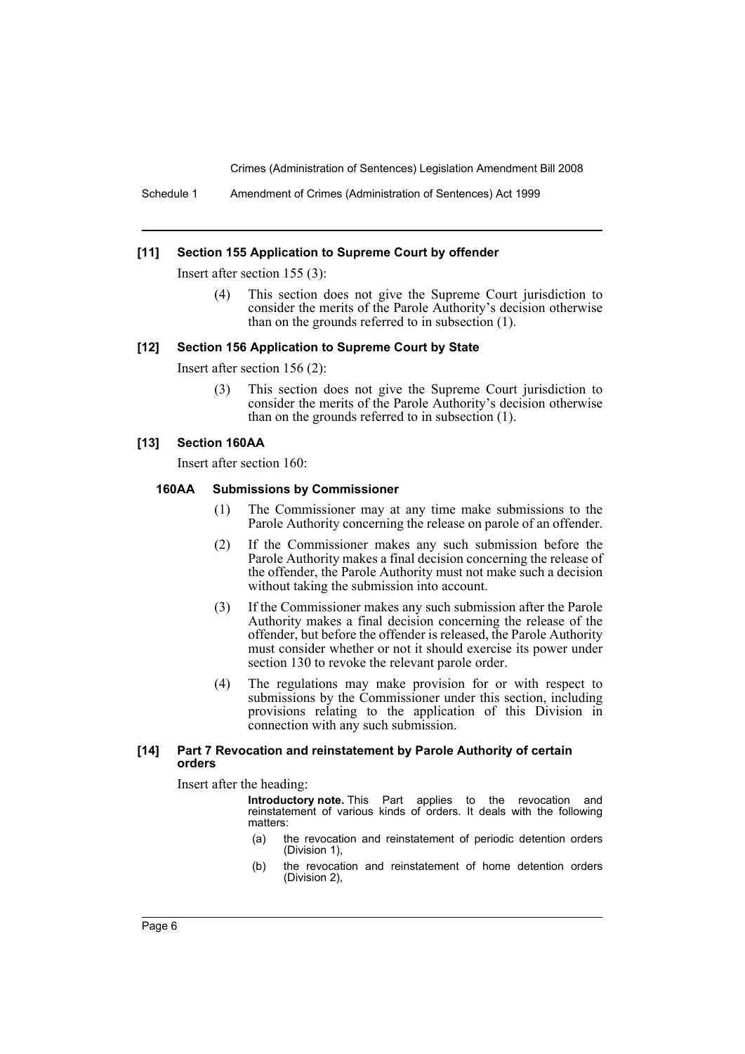#### [11] Section 155 Application to Supreme Court by offender

Insert after section 155 (3):

> (4) This section does not give the Supreme Court jurisdiction to consider the merits of the Parole Authority's decision otherwise than on the grounds referred to in subsection (1).

#### [12] Section 156 Application to Supreme Court by State

Insert after section 156 (2):

> (3) This section does not give the Supreme Court jurisdiction to consider the merits of the Parole Authority's decision otherwise than on the grounds referred to in subsection (1).

#### [13] Section 160AA

Insert after section 160:

> **160AA Submissions by Commissioner**
>
> (1) The Commissioner may at any time make submissions to the Parole Authority concerning the release on parole of an offender.
>
> (2) If the Commissioner makes any such submission before the Parole Authority makes a final decision concerning the release of the offender, the Parole Authority must not make such a decision without taking the submission into account.
>
> (3) If the Commissioner makes any such submission after the Parole Authority makes a final decision concerning the release of the offender, but before the offender is released, the Parole Authority must consider whether or not it should exercise its power under section 130 to revoke the relevant parole order.
>
> (4) The regulations may make provision for or with respect to submissions by the Commissioner under this section, including provisions relating to the application of this Division in connection with any such submission.

#### [14] Part 7 Revocation and reinstatement by Parole Authority of certain orders

Insert after the heading:

> **Introductory note.** This Part applies to the revocation and reinstatement of various kinds of orders. It deals with the following matters:
>
> (a) the revocation and reinstatement of periodic detention orders (Division 1),
>
> (b) the revocation and reinstatement of home detention orders (Division 2),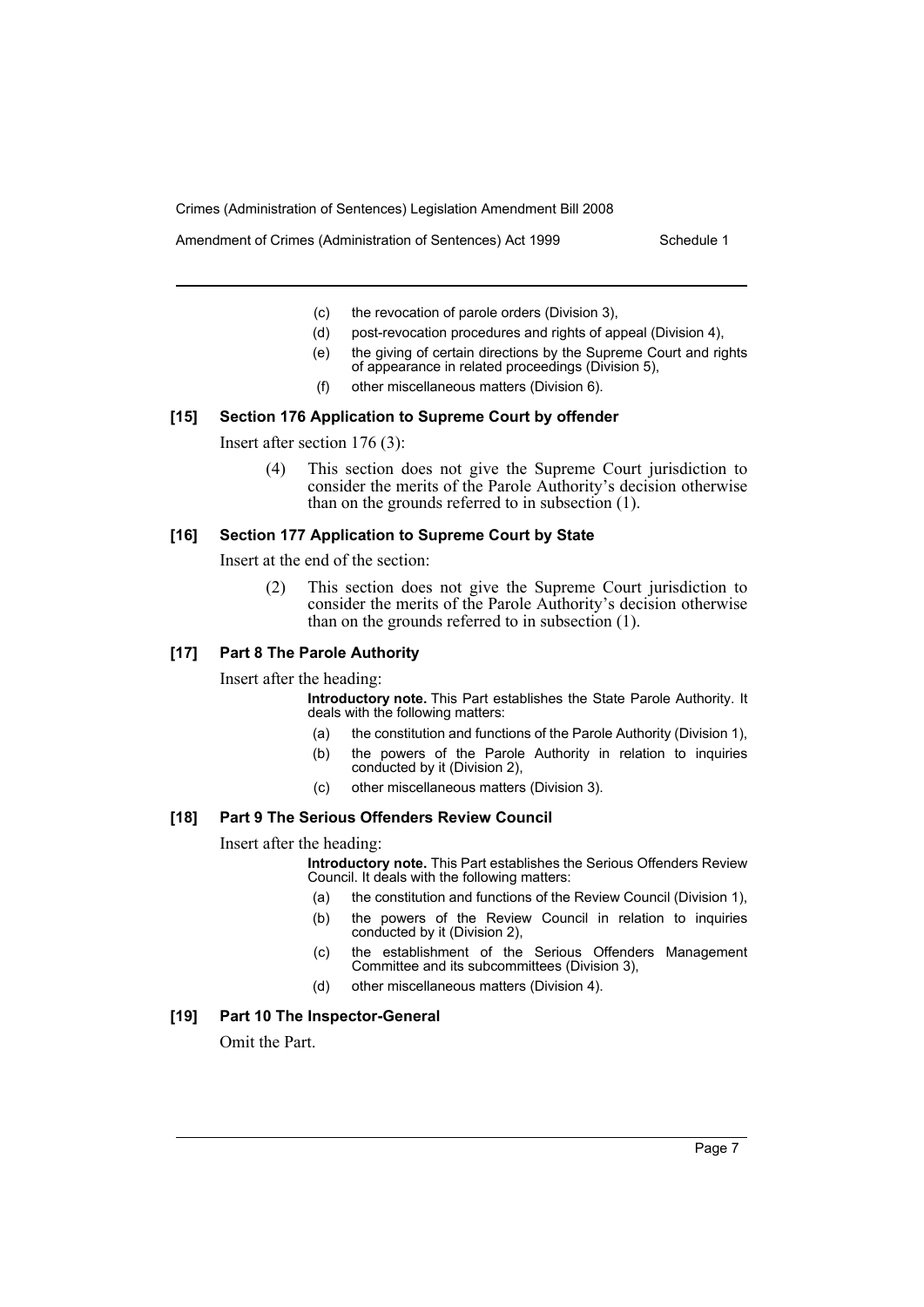- (c) the revocation of parole orders (Division 3),
- (d) post-revocation procedures and rights of appeal (Division 4),
- (e) the giving of certain directions by the Supreme Court and rights of appearance in related proceedings (Division 5),
- (f) other miscellaneous matters (Division 6).

### [15] Section 176 Application to Supreme Court by offender

Insert after section 176 (3):

> (4) This section does not give the Supreme Court jurisdiction to consider the merits of the Parole Authority's decision otherwise than on the grounds referred to in subsection (1).

### [16] Section 177 Application to Supreme Court by State

Insert at the end of the section:

> (2) This section does not give the Supreme Court jurisdiction to consider the merits of the Parole Authority's decision otherwise than on the grounds referred to in subsection (1).

### [17] Part 8 The Parole Authority

Insert after the heading:

> **Introductory note.** This Part establishes the State Parole Authority. It deals with the following matters:
>
> - (a) the constitution and functions of the Parole Authority (Division 1),
> - (b) the powers of the Parole Authority in relation to inquiries conducted by it (Division 2),
> - (c) other miscellaneous matters (Division 3).

### [18] Part 9 The Serious Offenders Review Council

Insert after the heading:

> **Introductory note.** This Part establishes the Serious Offenders Review Council. It deals with the following matters:
>
> - (a) the constitution and functions of the Review Council (Division 1),
> - (b) the powers of the Review Council in relation to inquiries conducted by it (Division 2),
> - (c) the establishment of the Serious Offenders Management Committee and its subcommittees (Division 3),
> - (d) other miscellaneous matters (Division 4).

### [19] Part 10 The Inspector-General

Omit the Part.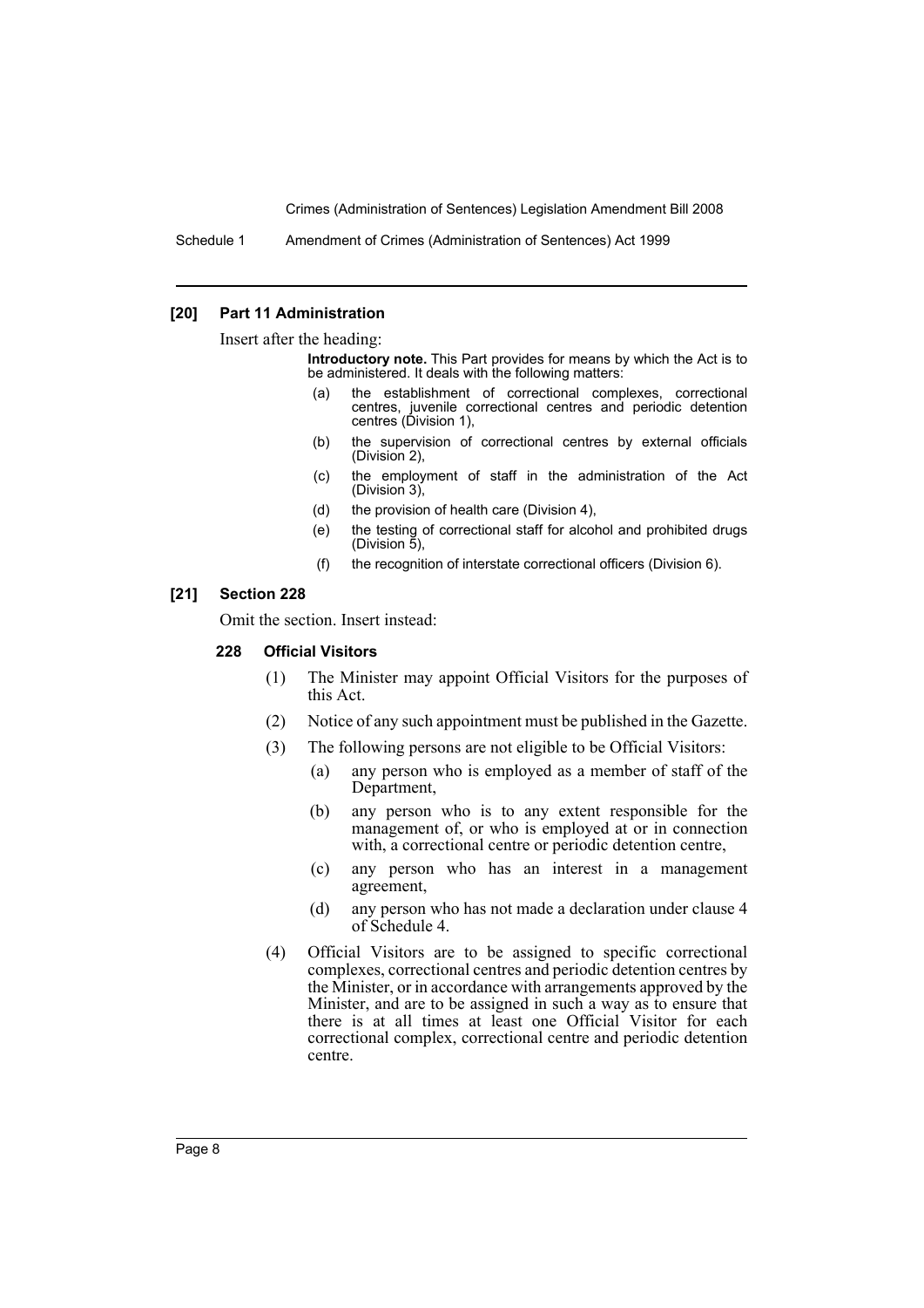**[20] Part 11 Administration**

Insert after the heading:

> **Introductory note.** This Part provides for means by which the Act is to be administered. It deals with the following matters:
>
> (a) the establishment of correctional complexes, correctional centres, juvenile correctional centres and periodic detention centres (Division 1),
>
> (b) the supervision of correctional centres by external officials (Division 2),
>
> (c) the employment of staff in the administration of the Act (Division 3),
>
> (d) the provision of health care (Division 4),
>
> (e) the testing of correctional staff for alcohol and prohibited drugs (Division 5),
>
> (f) the recognition of interstate correctional officers (Division 6).

**[21] Section 228**

Omit the section. Insert instead:

**228 Official Visitors**

(1) The Minister may appoint Official Visitors for the purposes of this Act.

(2) Notice of any such appointment must be published in the Gazette.

(3) The following persons are not eligible to be Official Visitors:

(a) any person who is employed as a member of staff of the Department,

(b) any person who is to any extent responsible for the management of, or who is employed at or in connection with, a correctional centre or periodic detention centre,

(c) any person who has an interest in a management agreement,

(d) any person who has not made a declaration under clause 4 of Schedule 4.

(4) Official Visitors are to be assigned to specific correctional complexes, correctional centres and periodic detention centres by the Minister, or in accordance with arrangements approved by the Minister, and are to be assigned in such a way as to ensure that there is at all times at least one Official Visitor for each correctional complex, correctional centre and periodic detention centre.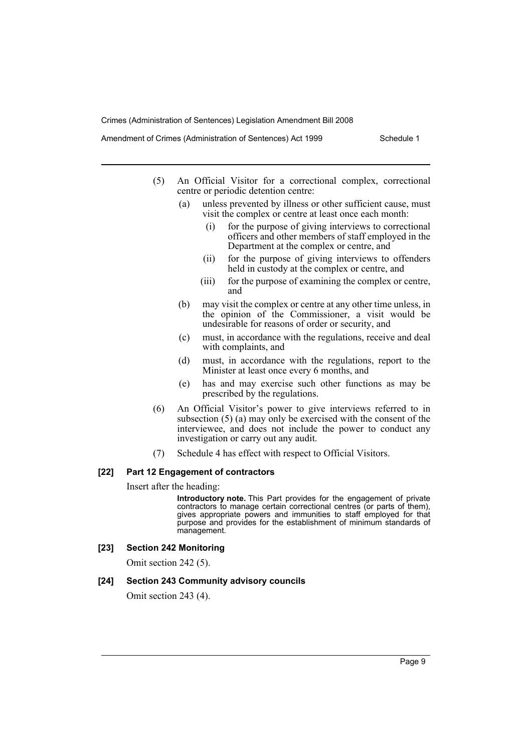(5) An Official Visitor for a correctional complex, correctional centre or periodic detention centre:

(a) unless prevented by illness or other sufficient cause, must visit the complex or centre at least once each month:

(i) for the purpose of giving interviews to correctional officers and other members of staff employed in the Department at the complex or centre, and

(ii) for the purpose of giving interviews to offenders held in custody at the complex or centre, and

(iii) for the purpose of examining the complex or centre, and

(b) may visit the complex or centre at any other time unless, in the opinion of the Commissioner, a visit would be undesirable for reasons of order or security, and

(c) must, in accordance with the regulations, receive and deal with complaints, and

(d) must, in accordance with the regulations, report to the Minister at least once every 6 months, and

(e) has and may exercise such other functions as may be prescribed by the regulations.

(6) An Official Visitor's power to give interviews referred to in subsection (5) (a) may only be exercised with the consent of the interviewee, and does not include the power to conduct any investigation or carry out any audit.

(7) Schedule 4 has effect with respect to Official Visitors.

#### [22] Part 12 Engagement of contractors

Insert after the heading:

**Introductory note.** This Part provides for the engagement of private contractors to manage certain correctional centres (or parts of them), gives appropriate powers and immunities to staff employed for that purpose and provides for the establishment of minimum standards of management.

#### [23] Section 242 Monitoring

Omit section 242 (5).

#### [24] Section 243 Community advisory councils

Omit section 243 (4).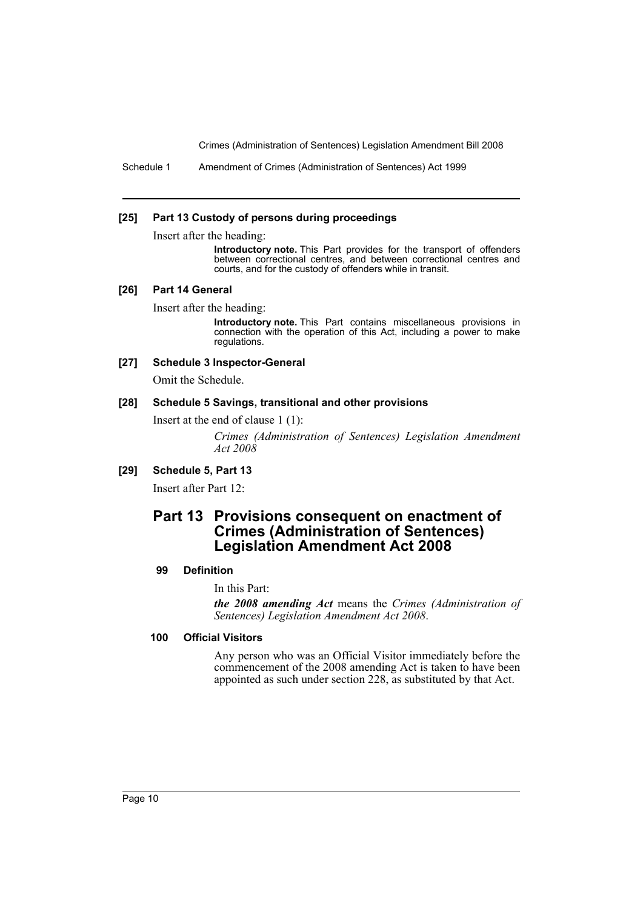**[25] Part 13 Custody of persons during proceedings**

Insert after the heading:

> **Introductory note.** This Part provides for the transport of offenders between correctional centres, and between correctional centres and courts, and for the custody of offenders while in transit.

**[26] Part 14 General**

Insert after the heading:

> **Introductory note.** This Part contains miscellaneous provisions in connection with the operation of this Act, including a power to make regulations.

**[27] Schedule 3 Inspector-General**

Omit the Schedule.

**[28] Schedule 5 Savings, transitional and other provisions**

Insert at the end of clause 1 (1):

> *Crimes (Administration of Sentences) Legislation Amendment Act 2008*

**[29] Schedule 5, Part 13**

Insert after Part 12:

## Part 13 Provisions consequent on enactment of Crimes (Administration of Sentences) Legislation Amendment Act 2008

### 99 Definition

In this Part:

***the 2008 amending Act*** means the *Crimes (Administration of Sentences) Legislation Amendment Act 2008*.

### 100 Official Visitors

Any person who was an Official Visitor immediately before the commencement of the 2008 amending Act is taken to have been appointed as such under section 228, as substituted by that Act.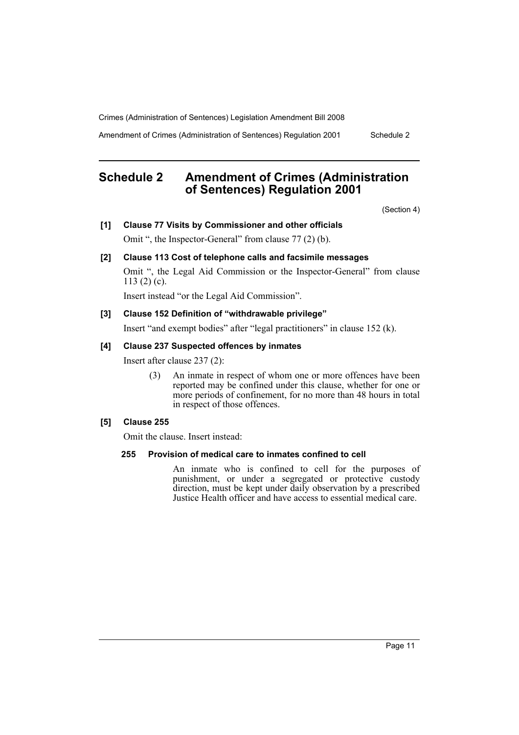# Schedule 2 Amendment of Crimes (Administration of Sentences) Regulation 2001

(Section 4)

**[1] Clause 77 Visits by Commissioner and other officials**

Omit ", the Inspector-General" from clause 77 (2) (b).

**[2] Clause 113 Cost of telephone calls and facsimile messages**

Omit ", the Legal Aid Commission or the Inspector-General" from clause 113 (2) (c).

Insert instead "or the Legal Aid Commission".

**[3] Clause 152 Definition of "withdrawable privilege"**

Insert "and exempt bodies" after "legal practitioners" in clause 152 (k).

**[4] Clause 237 Suspected offences by inmates**

Insert after clause 237 (2):

> (3) An inmate in respect of whom one or more offences have been reported may be confined under this clause, whether for one or more periods of confinement, for no more than 48 hours in total in respect of those offences.

**[5] Clause 255**

Omit the clause. Insert instead:

> **255 Provision of medical care to inmates confined to cell**
>
> An inmate who is confined to cell for the purposes of punishment, or under a segregated or protective custody direction, must be kept under daily observation by a prescribed Justice Health officer and have access to essential medical care.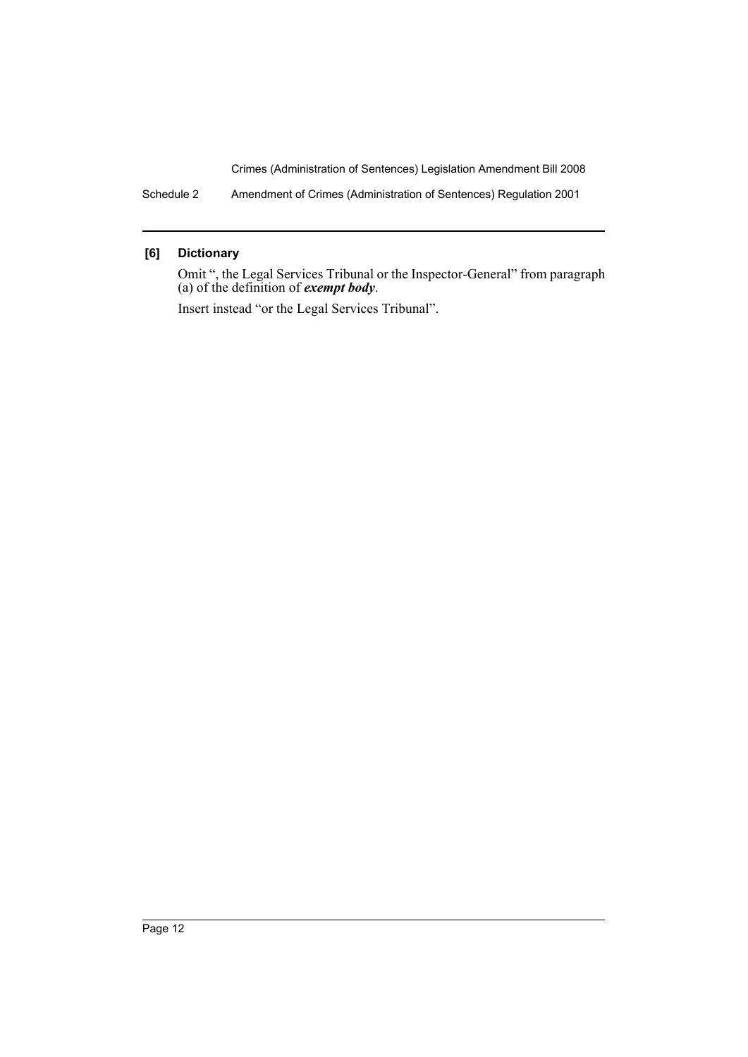### [6] Dictionary

Omit ", the Legal Services Tribunal or the Inspector-General" from paragraph (a) of the definition of ***exempt body***.

Insert instead "or the Legal Services Tribunal".